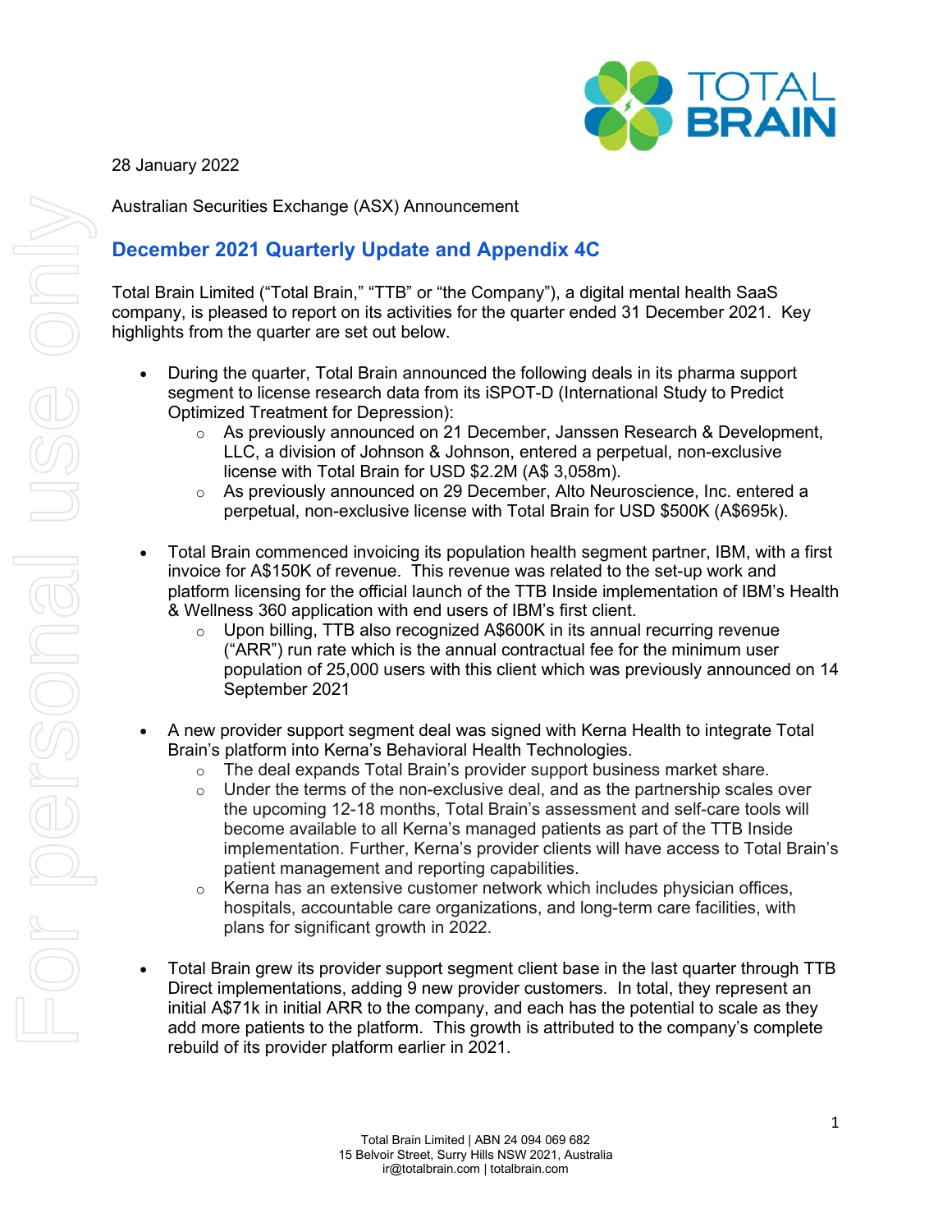28 January 2022

Australian Securities Exchange (ASX) Announcement

## December 2021 Quarterly Update and Appendix 4C

Total Brain Limited ("Total Brain," "TTB" or "the Company"), a digital mental health SaaS company, is pleased to report on its activities for the quarter ended 31 December 2021. Key highlights from the quarter are set out below.

- During the quarter, Total Brain announced the following deals in its pharma support segment to license research data from its iSPOT-D (International Study to Predict Optimized Treatment for Depression):
  - As previously announced on 21 December, Janssen Research & Development, LLC, a division of Johnson & Johnson, entered a perpetual, non-exclusive license with Total Brain for USD $2.2M (A$ 3,058m).
  - As previously announced on 29 December, Alto Neuroscience, Inc. entered a perpetual, non-exclusive license with Total Brain for USD $500K (A$695k).

- Total Brain commenced invoicing its population health segment partner, IBM, with a first invoice for A$150K of revenue. This revenue was related to the set-up work and platform licensing for the official launch of the TTB Inside implementation of IBM's Health & Wellness 360 application with end users of IBM's first client.
  - Upon billing, TTB also recognized A$600K in its annual recurring revenue ("ARR") run rate which is the annual contractual fee for the minimum user population of 25,000 users with this client which was previously announced on 14 September 2021

- A new provider support segment deal was signed with Kerna Health to integrate Total Brain's platform into Kerna's Behavioral Health Technologies.
  - The deal expands Total Brain's provider support business market share.
  - Under the terms of the non-exclusive deal, and as the partnership scales over the upcoming 12-18 months, Total Brain's assessment and self-care tools will become available to all Kerna's managed patients as part of the TTB Inside implementation. Further, Kerna's provider clients will have access to Total Brain's patient management and reporting capabilities.
  - Kerna has an extensive customer network which includes physician offices, hospitals, accountable care organizations, and long-term care facilities, with plans for significant growth in 2022.

- Total Brain grew its provider support segment client base in the last quarter through TTB Direct implementations, adding 9 new provider customers. In total, they represent an initial A$71k in initial ARR to the company, and each has the potential to scale as they add more patients to the platform. This growth is attributed to the company's complete rebuild of its provider platform earlier in 2021.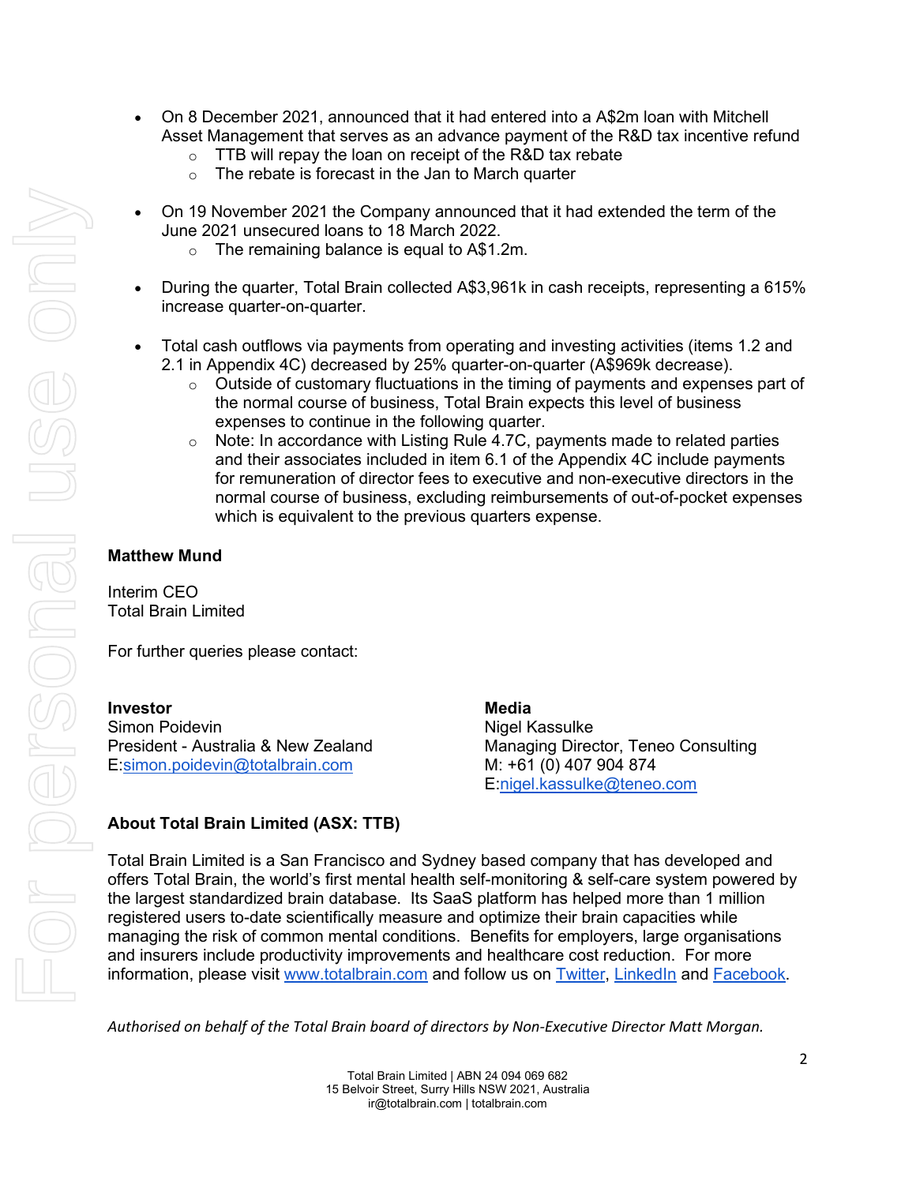- On 8 December 2021, announced that it had entered into a A$2m loan with Mitchell Asset Management that serves as an advance payment of the R&D tax incentive refund
  - TTB will repay the loan on receipt of the R&D tax rebate
  - The rebate is forecast in the Jan to March quarter

- On 19 November 2021 the Company announced that it had extended the term of the June 2021 unsecured loans to 18 March 2022.
  - The remaining balance is equal to A$1.2m.

- During the quarter, Total Brain collected A$3,961k in cash receipts, representing a 615% increase quarter-on-quarter.

- Total cash outflows via payments from operating and investing activities (items 1.2 and 2.1 in Appendix 4C) decreased by 25% quarter-on-quarter (A$969k decrease).
  - Outside of customary fluctuations in the timing of payments and expenses part of the normal course of business, Total Brain expects this level of business expenses to continue in the following quarter.
  - Note: In accordance with Listing Rule 4.7C, payments made to related parties and their associates included in item 6.1 of the Appendix 4C include payments for remuneration of director fees to executive and non-executive directors in the normal course of business, excluding reimbursements of out-of-pocket expenses which is equivalent to the previous quarters expense.

**Matthew Mund**

Interim CEO
Total Brain Limited

For further queries please contact:

**Investor**
Simon Poidevin
President - Australia & New Zealand
E:simon.poidevin@totalbrain.com

**Media**
Nigel Kassulke
Managing Director, Teneo Consulting
M: +61 (0) 407 904 874
E:nigel.kassulke@teneo.com

**About Total Brain Limited (ASX: TTB)**

Total Brain Limited is a San Francisco and Sydney based company that has developed and offers Total Brain, the world's first mental health self-monitoring & self-care system powered by the largest standardized brain database. Its SaaS platform has helped more than 1 million registered users to-date scientifically measure and optimize their brain capacities while managing the risk of common mental conditions. Benefits for employers, large organisations and insurers include productivity improvements and healthcare cost reduction. For more information, please visit www.totalbrain.com and follow us on Twitter, LinkedIn and Facebook.

*Authorised on behalf of the Total Brain board of directors by Non-Executive Director Matt Morgan.*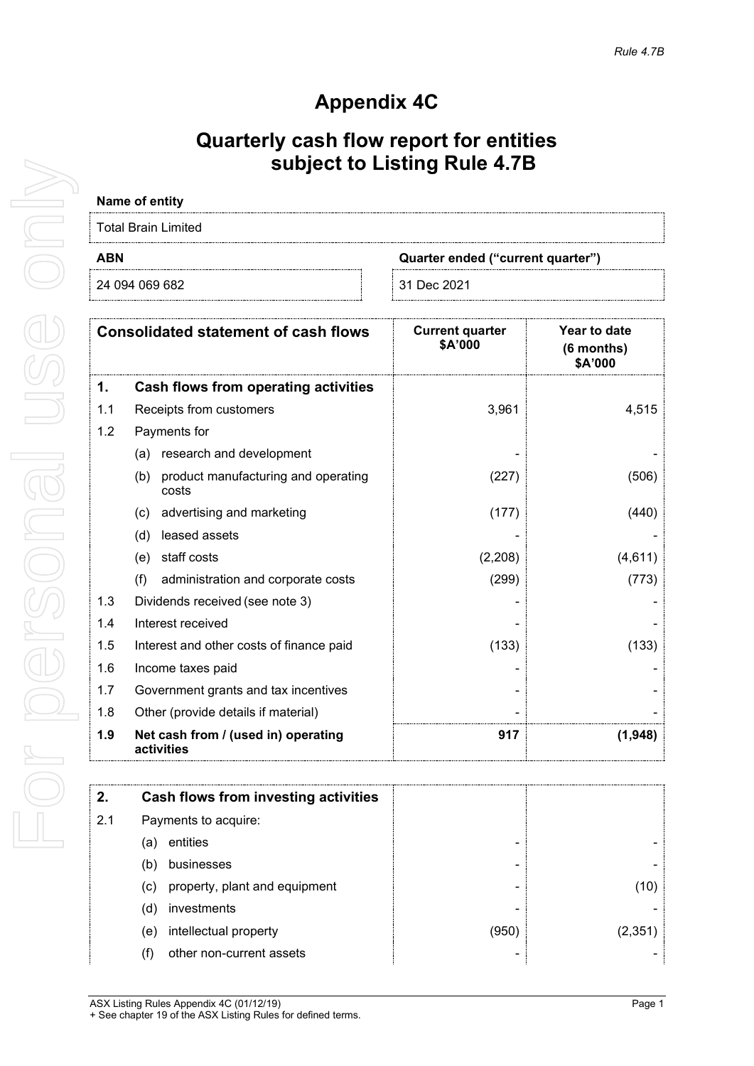# Appendix 4C

# Quarterly cash flow report for entities subject to Listing Rule 4.7B

**Name of entity**

Total Brain Limited

| ABN | Quarter ended ("current quarter") |
|---|---|
| 24 094 069 682 | 31 Dec 2021 |

| | Consolidated statement of cash flows | Current quarter $A'000 | Year to date (6 months) $A'000 |
|---|---|---|---|
| **1.** | **Cash flows from operating activities** | | |
| 1.1 | Receipts from customers | 3,961 | 4,515 |
| 1.2 | Payments for | | |
| | (a) research and development | - | - |
| | (b) product manufacturing and operating costs | (227) | (506) |
| | (c) advertising and marketing | (177) | (440) |
| | (d) leased assets | - | - |
| | (e) staff costs | (2,208) | (4,611) |
| | (f) administration and corporate costs | (299) | (773) |
| 1.3 | Dividends received (see note 3) | - | - |
| 1.4 | Interest received | - | - |
| 1.5 | Interest and other costs of finance paid | (133) | (133) |
| 1.6 | Income taxes paid | - | - |
| 1.7 | Government grants and tax incentives | - | - |
| 1.8 | Other (provide details if material) | - | - |
| **1.9** | **Net cash from / (used in) operating activities** | **917** | **(1,948)** |

| | | | |
|---|---|---|---|
| **2.** | **Cash flows from investing activities** | | |
| 2.1 | Payments to acquire: | | |
| | (a) entities | - | - |
| | (b) businesses | - | - |
| | (c) property, plant and equipment | - | (10) |
| | (d) investments | - | - |
| | (e) intellectual property | (950) | (2,351) |
| | (f) other non-current assets | - | - |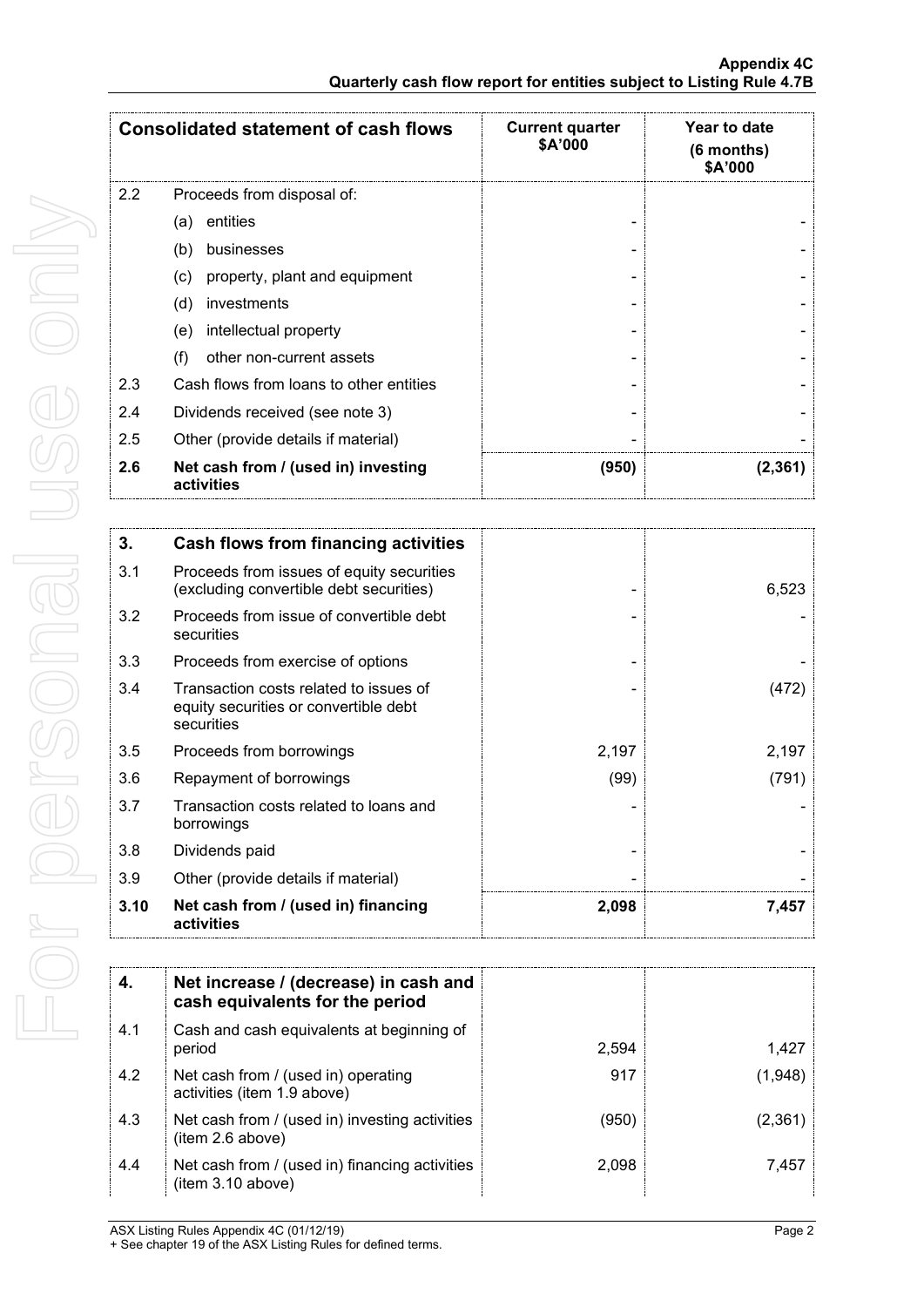| Consolidated statement of cash flows | | Current quarter $A'000 | Year to date (6 months) $A'000 |
|---|---|---|---|
| 2.2 | Proceeds from disposal of: | | |
| | (a) entities | - | - |
| | (b) businesses | - | - |
| | (c) property, plant and equipment | - | - |
| | (d) investments | - | - |
| | (e) intellectual property | - | - |
| | (f) other non-current assets | - | - |
| 2.3 | Cash flows from loans to other entities | - | - |
| 2.4 | Dividends received (see note 3) | - | - |
| 2.5 | Other (provide details if material) | - | - |
| **2.6** | **Net cash from / (used in) investing activities** | **(950)** | **(2,361)** |

| **3.** | **Cash flows from financing activities** | | |
|---|---|---|---|
| 3.1 | Proceeds from issues of equity securities (excluding convertible debt securities) | - | 6,523 |
| 3.2 | Proceeds from issue of convertible debt securities | - | - |
| 3.3 | Proceeds from exercise of options | - | - |
| 3.4 | Transaction costs related to issues of equity securities or convertible debt securities | - | (472) |
| 3.5 | Proceeds from borrowings | 2,197 | 2,197 |
| 3.6 | Repayment of borrowings | (99) | (791) |
| 3.7 | Transaction costs related to loans and borrowings | - | - |
| 3.8 | Dividends paid | - | - |
| 3.9 | Other (provide details if material) | - | - |
| **3.10** | **Net cash from / (used in) financing activities** | **2,098** | **7,457** |

| **4.** | **Net increase / (decrease) in cash and cash equivalents for the period** | | |
|---|---|---|---|
| 4.1 | Cash and cash equivalents at beginning of period | 2,594 | 1,427 |
| 4.2 | Net cash from / (used in) operating activities (item 1.9 above) | 917 | (1,948) |
| 4.3 | Net cash from / (used in) investing activities (item 2.6 above) | (950) | (2,361) |
| 4.4 | Net cash from / (used in) financing activities (item 3.10 above) | 2,098 | 7,457 |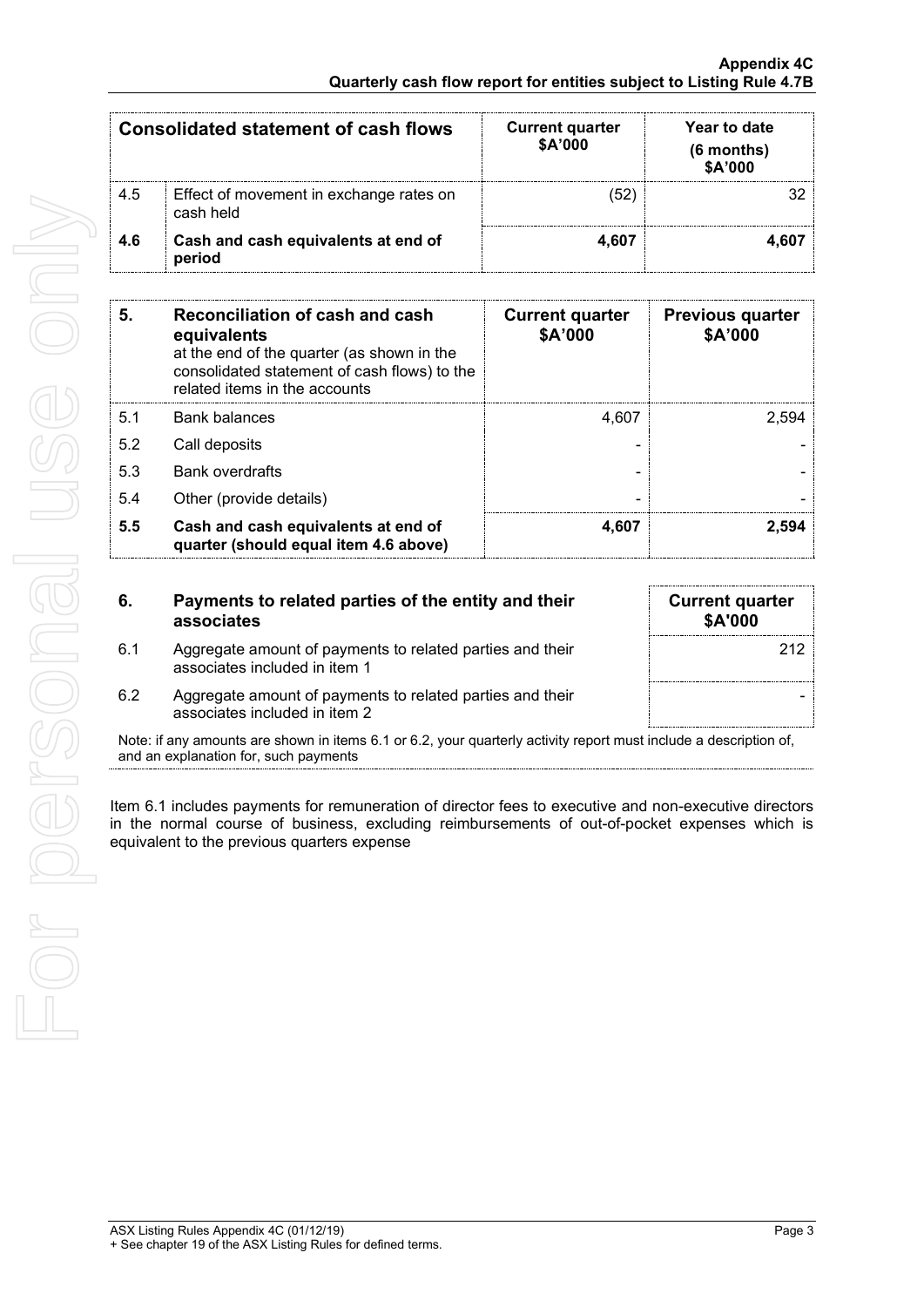| Consolidated statement of cash flows | | Current quarter $A'000 | Year to date (6 months) $A'000 |
|---|---|---|---|
| 4.5 | Effect of movement in exchange rates on cash held | (52) | 32 |
| **4.6** | **Cash and cash equivalents at end of period** | **4,607** | **4,607** |

| **5.** | **Reconciliation of cash and cash equivalents** at the end of the quarter (as shown in the consolidated statement of cash flows) to the related items in the accounts | **Current quarter $A'000** | **Previous quarter $A'000** |
|---|---|---|---|
| 5.1 | Bank balances | 4,607 | 2,594 |
| 5.2 | Call deposits | - | - |
| 5.3 | Bank overdrafts | - | - |
| 5.4 | Other (provide details) | - | - |
| **5.5** | **Cash and cash equivalents at end of quarter (should equal item 4.6 above)** | **4,607** | **2,594** |

| **6.** | **Payments to related parties of the entity and their associates** | **Current quarter $A'000** |
|---|---|---|
| 6.1 | Aggregate amount of payments to related parties and their associates included in item 1 | 212 |
| 6.2 | Aggregate amount of payments to related parties and their associates included in item 2 | - |

Note: if any amounts are shown in items 6.1 or 6.2, your quarterly activity report must include a description of, and an explanation for, such payments

Item 6.1 includes payments for remuneration of director fees to executive and non-executive directors in the normal course of business, excluding reimbursements of out-of-pocket expenses which is equivalent to the previous quarters expense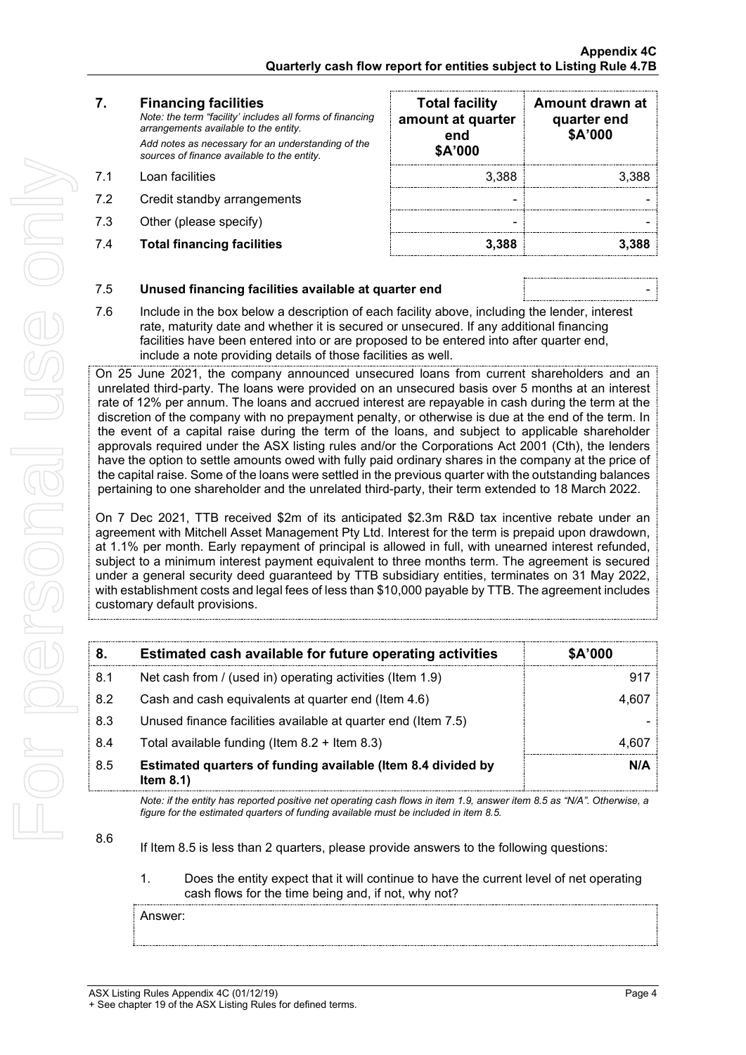| 7. | **Financing facilities**<br>*Note: the term "facility' includes all forms of financing arrangements available to the entity.*<br>*Add notes as necessary for an understanding of the sources of finance available to the entity.* | **Total facility amount at quarter end**<br>**\$A'000** | **Amount drawn at quarter end**<br>**\$A'000** |
|---|---|---|---|
| 7.1 | Loan facilities | 3,388 | 3,388 |
| 7.2 | Credit standby arrangements | - | - |
| 7.3 | Other (please specify) | - | - |
| 7.4 | **Total financing facilities** | **3,388** | **3,388** |

| | | |
|---|---|---|
| 7.5 | **Unused financing facilities available at quarter end** | - |

7.6 Include in the box below a description of each facility above, including the lender, interest rate, maturity date and whether it is secured or unsecured. If any additional financing facilities have been entered into or are proposed to be entered into after quarter end, include a note providing details of those facilities as well.

On 25 June 2021, the company announced unsecured loans from current shareholders and an unrelated third-party. The loans were provided on an unsecured basis over 5 months at an interest rate of 12% per annum. The loans and accrued interest are repayable in cash during the term at the discretion of the company with no prepayment penalty, or otherwise is due at the end of the term. In the event of a capital raise during the term of the loans, and subject to applicable shareholder approvals required under the ASX listing rules and/or the Corporations Act 2001 (Cth), the lenders have the option to settle amounts owed with fully paid ordinary shares in the company at the price of the capital raise. Some of the loans were settled in the previous quarter with the outstanding balances pertaining to one shareholder and the unrelated third-party, their term extended to 18 March 2022.

On 7 Dec 2021, TTB received $2m of its anticipated $2.3m R&D tax incentive rebate under an agreement with Mitchell Asset Management Pty Ltd. Interest for the term is prepaid upon drawdown, at 1.1% per month. Early repayment of principal is allowed in full, with unearned interest refunded, subject to a minimum interest payment equivalent to three months term. The agreement is secured under a general security deed guaranteed by TTB subsidiary entities, terminates on 31 May 2022, with establishment costs and legal fees of less than $10,000 payable by TTB. The agreement includes customary default provisions.

| 8. | **Estimated cash available for future operating activities** | **\$A'000** |
|---|---|---|
| 8.1 | Net cash from / (used in) operating activities (Item 1.9) | 917 |
| 8.2 | Cash and cash equivalents at quarter end (Item 4.6) | 4,607 |
| 8.3 | Unused finance facilities available at quarter end (Item 7.5) | - |
| 8.4 | Total available funding (Item 8.2 + Item 8.3) | 4,607 |
| 8.5 | **Estimated quarters of funding available (Item 8.4 divided by Item 8.1)** | **N/A** |

*Note: if the entity has reported positive net operating cash flows in item 1.9, answer item 8.5 as "N/A". Otherwise, a figure for the estimated quarters of funding available must be included in item 8.5.*

8.6 If Item 8.5 is less than 2 quarters, please provide answers to the following questions:

1. Does the entity expect that it will continue to have the current level of net operating cash flows for the time being and, if not, why not?

Answer: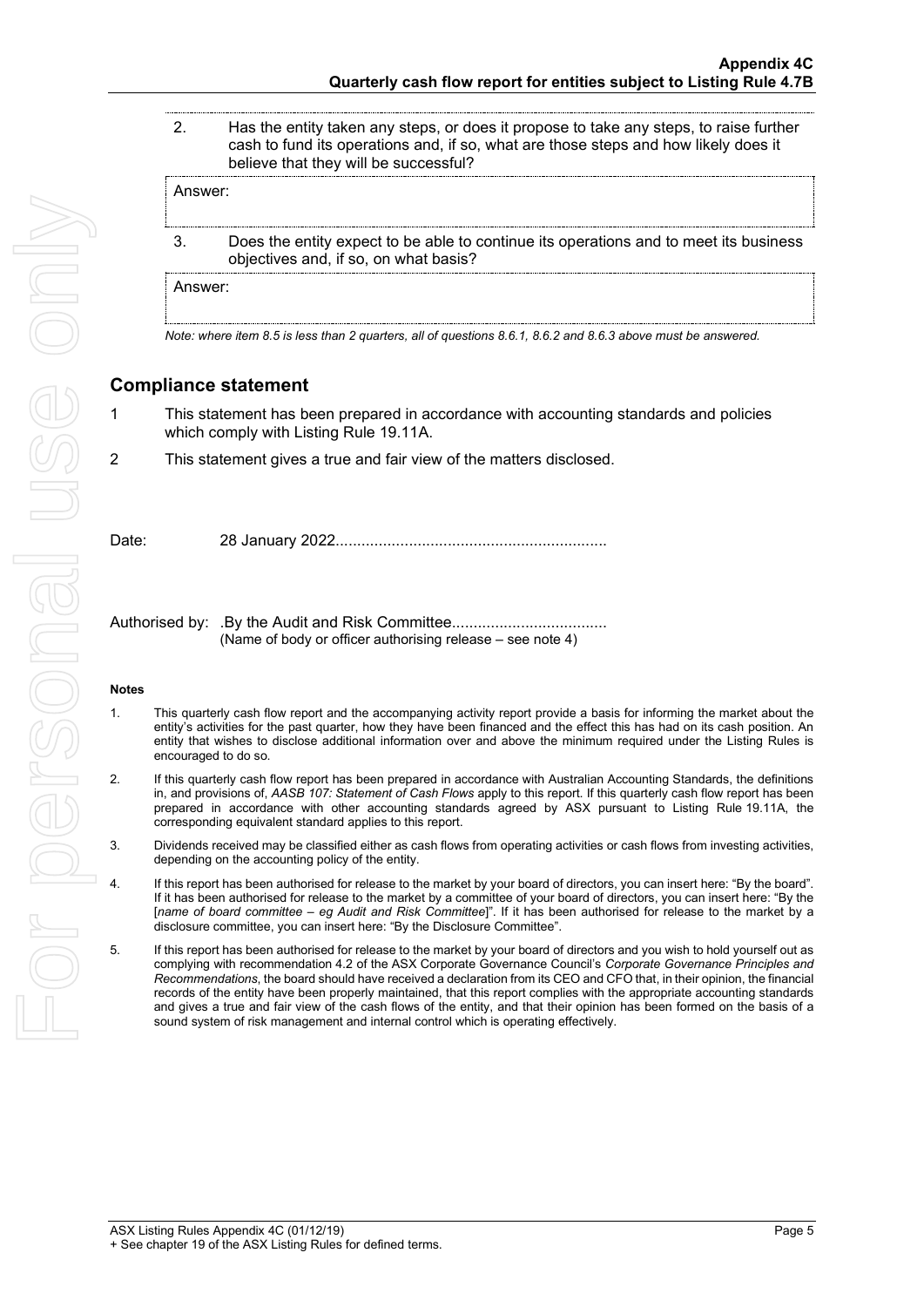| | | |
|---|---|---|
| 2. | Has the entity taken any steps, or does it propose to take any steps, to raise further cash to fund its operations and, if so, what are those steps and how likely does it believe that they will be successful? | |
| Answer: | | |
| 3. | Does the entity expect to be able to continue its operations and to meet its business objectives and, if so, on what basis? | |
| Answer: | | |

*Note: where item 8.5 is less than 2 quarters, all of questions 8.6.1, 8.6.2 and 8.6.3 above must be answered.*

## Compliance statement

1 This statement has been prepared in accordance with accounting standards and policies which comply with Listing Rule 19.11A.

2 This statement gives a true and fair view of the matters disclosed.

Date: 28 January 2022..............................................................

Authorised by: .By the Audit and Risk Committee...................................
(Name of body or officer authorising release – see note 4)

#### Notes

1. This quarterly cash flow report and the accompanying activity report provide a basis for informing the market about the entity's activities for the past quarter, how they have been financed and the effect this has had on its cash position. An entity that wishes to disclose additional information over and above the minimum required under the Listing Rules is encouraged to do so.
2. If this quarterly cash flow report has been prepared in accordance with Australian Accounting Standards, the definitions in, and provisions of, *AASB 107: Statement of Cash Flows* apply to this report. If this quarterly cash flow report has been prepared in accordance with other accounting standards agreed by ASX pursuant to Listing Rule 19.11A, the corresponding equivalent standard applies to this report.
3. Dividends received may be classified either as cash flows from operating activities or cash flows from investing activities, depending on the accounting policy of the entity.
4. If this report has been authorised for release to the market by your board of directors, you can insert here: "By the board". If it has been authorised for release to the market by a committee of your board of directors, you can insert here: "By the [*name of board committee – eg Audit and Risk Committee*]". If it has been authorised for release to the market by a disclosure committee, you can insert here: "By the Disclosure Committee".
5. If this report has been authorised for release to the market by your board of directors and you wish to hold yourself out as complying with recommendation 4.2 of the ASX Corporate Governance Council's *Corporate Governance Principles and Recommendations*, the board should have received a declaration from its CEO and CFO that, in their opinion, the financial records of the entity have been properly maintained, that this report complies with the appropriate accounting standards and gives a true and fair view of the cash flows of the entity, and that their opinion has been formed on the basis of a sound system of risk management and internal control which is operating effectively.